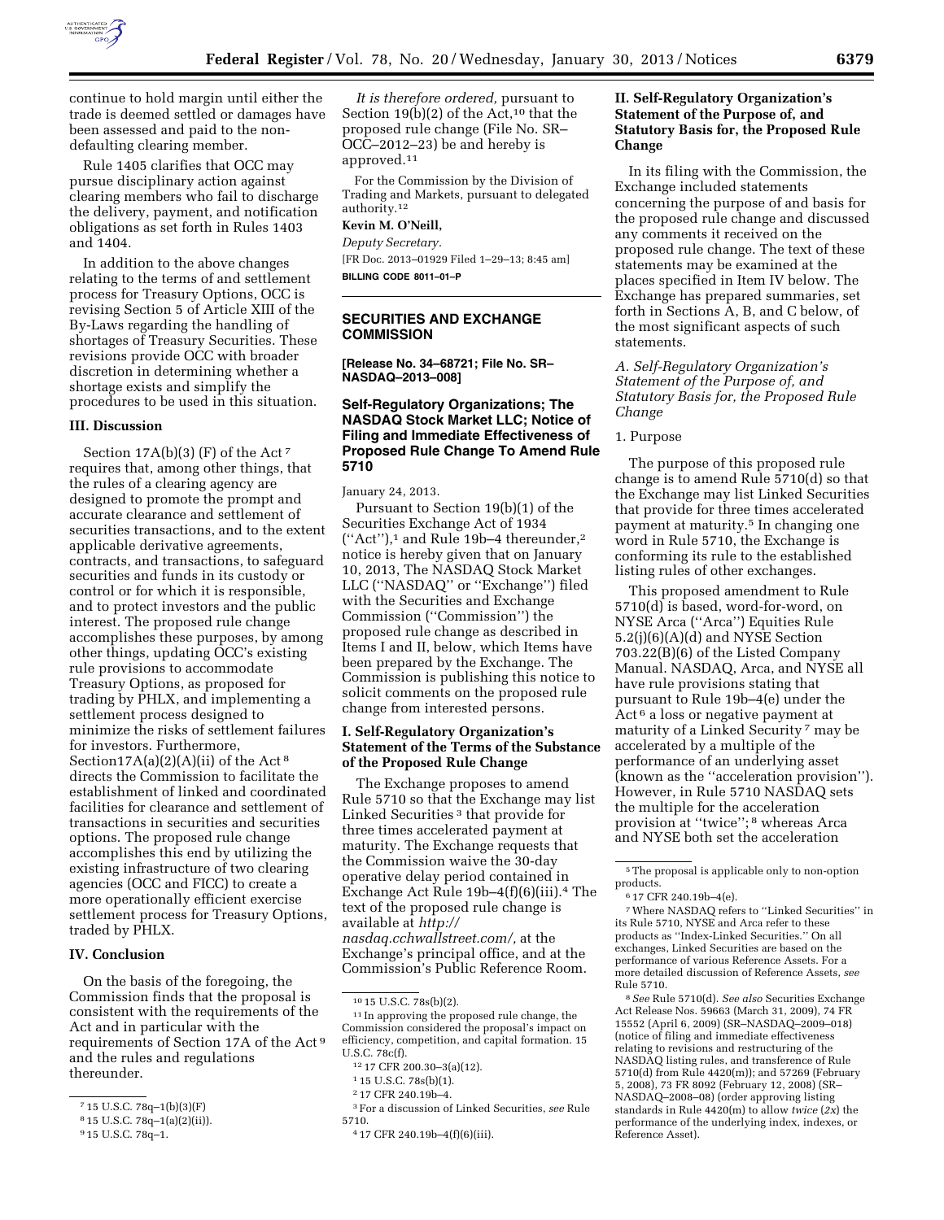continue to hold margin until either the trade is deemed settled or damages have been assessed and paid to the non-defaulting clearing member.

Rule 1405 clarifies that OCC may pursue disciplinary action against clearing members who fail to discharge the delivery, payment, and notification obligations as set forth in Rules 1403 and 1404.

In addition to the above changes relating to the terms of and settlement process for Treasury Options, OCC is revising Section 5 of Article XIII of the By-Laws regarding the handling of shortages of Treasury Securities. These revisions provide OCC with broader discretion in determining whether a shortage exists and simplify the procedures to be used in this situation.

### III. Discussion

Section 17A(b)(3) (F) of the Act [7] requires that, among other things, that the rules of a clearing agency are designed to promote the prompt and accurate clearance and settlement of securities transactions, and to the extent applicable derivative agreements, contracts, and transactions, to safeguard securities and funds in its custody or control or for which it is responsible, and to protect investors and the public interest. The proposed rule change accomplishes these purposes, by among other things, updating OCC's existing rule provisions to accommodate Treasury Options, as proposed for trading by PHLX, and implementing a settlement process designed to minimize the risks of settlement failures for investors. Furthermore, Section17A(a)(2)(A)(ii) of the Act [8] directs the Commission to facilitate the establishment of linked and coordinated facilities for clearance and settlement of transactions in securities and securities options. The proposed rule change accomplishes this end by utilizing the existing infrastructure of two clearing agencies (OCC and FICC) to create a more operationally efficient exercise settlement process for Treasury Options, traded by PHLX.

### IV. Conclusion

On the basis of the foregoing, the Commission finds that the proposal is consistent with the requirements of the Act and in particular with the requirements of Section 17A of the Act [9] and the rules and regulations thereunder.

[7] 15 U.S.C. 78q–1(b)(3)(F)

[8] 15 U.S.C. 78q–1(a)(2)(ii)).

[9] 15 U.S.C. 78q–1.

*It is therefore ordered,* pursuant to Section 19(b)(2) of the Act,[10] that the proposed rule change (File No. SR–OCC–2012–23) be and hereby is approved.[11]

For the Commission by the Division of Trading and Markets, pursuant to delegated authority.[12]

**Kevin M. O'Neill,**

*Deputy Secretary.*

[FR Doc. 2013–01929 Filed 1–29–13; 8:45 am]

**BILLING CODE 8011–01–P**

## SECURITIES AND EXCHANGE COMMISSION

**[Release No. 34–68721; File No. SR–NASDAQ–2013–008]**

## Self-Regulatory Organizations; The NASDAQ Stock Market LLC; Notice of Filing and Immediate Effectiveness of Proposed Rule Change To Amend Rule 5710

January 24, 2013.

Pursuant to Section 19(b)(1) of the Securities Exchange Act of 1934 (''Act''),[1] and Rule 19b–4 thereunder,[2] notice is hereby given that on January 10, 2013, The NASDAQ Stock Market LLC (''NASDAQ'' or ''Exchange'') filed with the Securities and Exchange Commission (''Commission'') the proposed rule change as described in Items I and II, below, which Items have been prepared by the Exchange. The Commission is publishing this notice to solicit comments on the proposed rule change from interested persons.

### I. Self-Regulatory Organization's Statement of the Terms of the Substance of the Proposed Rule Change

The Exchange proposes to amend Rule 5710 so that the Exchange may list Linked Securities [3] that provide for three times accelerated payment at maturity. The Exchange requests that the Commission waive the 30-day operative delay period contained in Exchange Act Rule 19b–4(f)(6)(iii).[4] The text of the proposed rule change is available at *http://nasdaq.cchwallstreet.com/,* at the Exchange's principal office, and at the Commission's Public Reference Room.

[10] 15 U.S.C. 78s(b)(2).

[11] In approving the proposed rule change, the Commission considered the proposal's impact on efficiency, competition, and capital formation. 15 U.S.C. 78c(f).

[12] 17 CFR 200.30–3(a)(12).

[1] 15 U.S.C. 78s(b)(1).

[2] 17 CFR 240.19b–4.

[3] For a discussion of Linked Securities, *see* Rule 5710.

[4] 17 CFR 240.19b–4(f)(6)(iii).

### II. Self-Regulatory Organization's Statement of the Purpose of, and Statutory Basis for, the Proposed Rule Change

In its filing with the Commission, the Exchange included statements concerning the purpose of and basis for the proposed rule change and discussed any comments it received on the proposed rule change. The text of these statements may be examined at the places specified in Item IV below. The Exchange has prepared summaries, set forth in Sections A, B, and C below, of the most significant aspects of such statements.

*A. Self-Regulatory Organization's Statement of the Purpose of, and Statutory Basis for, the Proposed Rule Change*

1. Purpose

The purpose of this proposed rule change is to amend Rule 5710(d) so that the Exchange may list Linked Securities that provide for three times accelerated payment at maturity.[5] In changing one word in Rule 5710, the Exchange is conforming its rule to the established listing rules of other exchanges.

This proposed amendment to Rule 5710(d) is based, word-for-word, on NYSE Arca (''Arca'') Equities Rule 5.2(j)(6)(A)(d) and NYSE Section 703.22(B)(6) of the Listed Company Manual. NASDAQ, Arca, and NYSE all have rule provisions stating that pursuant to Rule 19b–4(e) under the Act [6] a loss or negative payment at maturity of a Linked Security [7] may be accelerated by a multiple of the performance of an underlying asset (known as the ''acceleration provision''). However, in Rule 5710 NASDAQ sets the multiple for the acceleration provision at ''twice'';[8] whereas Arca and NYSE both set the acceleration

[5] The proposal is applicable only to non-option products.

[6] 17 CFR 240.19b–4(e).

[7] Where NASDAQ refers to ''Linked Securities'' in its Rule 5710, NYSE and Arca refer to these products as ''Index-Linked Securities.'' On all exchanges, Linked Securities are based on the performance of various Reference Assets. For a more detailed discussion of Reference Assets, *see* Rule 5710.

[8] *See* Rule 5710(d). *See also* Securities Exchange Act Release Nos. 59663 (March 31, 2009), 74 FR 15552 (April 6, 2009) (SR–NASDAQ–2009–018) (notice of filing and immediate effectiveness relating to revisions and restructuring of the NASDAQ listing rules, and transference of Rule 5710(d) from Rule 4420(m)); and 57269 (February 5, 2008), 73 FR 8092 (February 12, 2008) (SR–NASDAQ–2008–08) (order approving listing standards in Rule 4420(m) to allow *twice* (*2x*) the performance of the underlying index, indexes, or Reference Asset).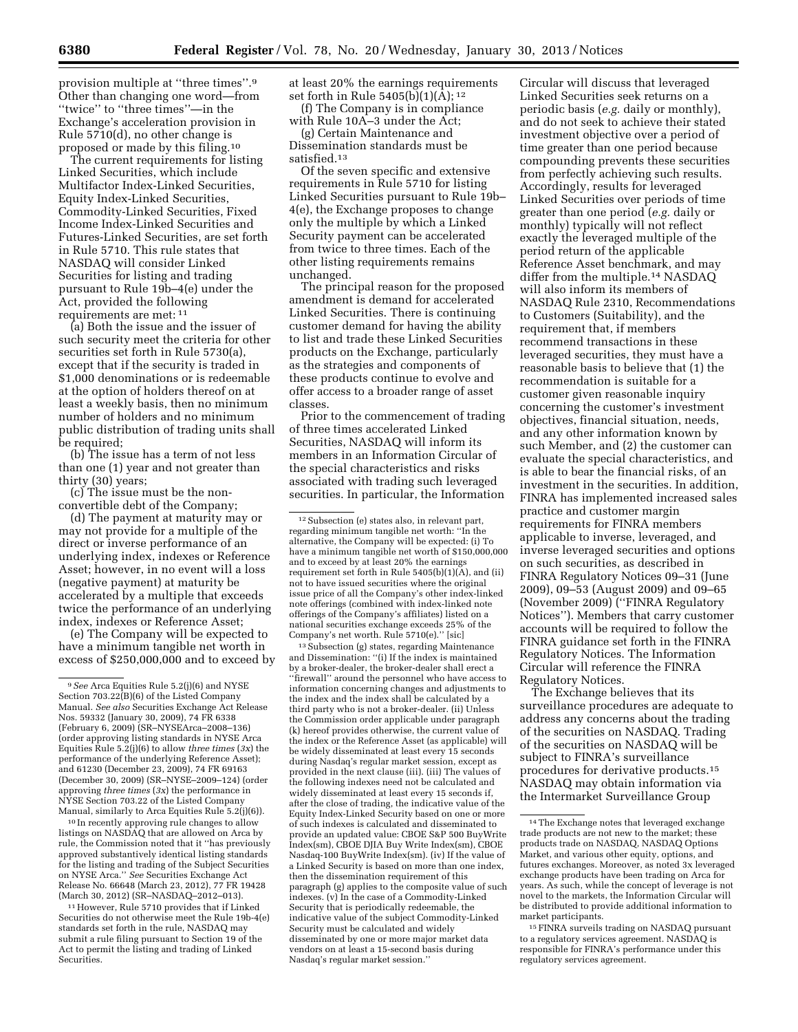provision multiple at ''three times''.[9] Other than changing one word—from ''twice'' to ''three times''—in the Exchange's acceleration provision in Rule 5710(d), no other change is proposed or made by this filing.[10]

The current requirements for listing Linked Securities, which include Multifactor Index-Linked Securities, Equity Index-Linked Securities, Commodity-Linked Securities, Fixed Income Index-Linked Securities and Futures-Linked Securities, are set forth in Rule 5710. This rule states that NASDAQ will consider Linked Securities for listing and trading pursuant to Rule 19b–4(e) under the Act, provided the following requirements are met: [11]

(a) Both the issue and the issuer of such security meet the criteria for other securities set forth in Rule 5730(a), except that if the security is traded in $1,000 denominations or is redeemable at the option of holders thereof on at least a weekly basis, then no minimum number of holders and no minimum public distribution of trading units shall be required;

(b) The issue has a term of not less than one (1) year and not greater than thirty (30) years;

(c) The issue must be the non-convertible debt of the Company;

(d) The payment at maturity may or may not provide for a multiple of the direct or inverse performance of an underlying index, indexes or Reference Asset; however, in no event will a loss (negative payment) at maturity be accelerated by a multiple that exceeds twice the performance of an underlying index, indexes or Reference Asset;

(e) The Company will be expected to have a minimum tangible net worth in excess of $250,000,000 and to exceed by at least 20% the earnings requirements set forth in Rule 5405(b)(1)(A); [12]

(f) The Company is in compliance with Rule 10A–3 under the Act;

(g) Certain Maintenance and Dissemination standards must be satisfied.[13]

Of the seven specific and extensive requirements in Rule 5710 for listing Linked Securities pursuant to Rule 19b–4(e), the Exchange proposes to change only the multiple by which a Linked Security payment can be accelerated from twice to three times. Each of the other listing requirements remains unchanged.

The principal reason for the proposed amendment is demand for accelerated Linked Securities. There is continuing customer demand for having the ability to list and trade these Linked Securities products on the Exchange, particularly as the strategies and components of these products continue to evolve and offer access to a broader range of asset classes.

Prior to the commencement of trading of three times accelerated Linked Securities, NASDAQ will inform its members in an Information Circular of the special characteristics and risks associated with trading such leveraged securities. In particular, the Information Circular will discuss that leveraged Linked Securities seek returns on a periodic basis (*e.g.* daily or monthly), and do not seek to achieve their stated investment objective over a period of time greater than one period because compounding prevents these securities from perfectly achieving such results. Accordingly, results for leveraged Linked Securities over periods of time greater than one period (*e.g.* daily or monthly) typically will not reflect exactly the leveraged multiple of the period return of the applicable Reference Asset benchmark, and may differ from the multiple.[14] NASDAQ will also inform its members of NASDAQ Rule 2310, Recommendations to Customers (Suitability), and the requirement that, if members recommend transactions in these leveraged securities, they must have a reasonable basis to believe that (1) the recommendation is suitable for a customer given reasonable inquiry concerning the customer's investment objectives, financial situation, needs, and any other information known by such Member, and (2) the customer can evaluate the special characteristics, and is able to bear the financial risks, of an investment in the securities. In addition, FINRA has implemented increased sales practice and customer margin requirements for FINRA members applicable to inverse, leveraged, and inverse leveraged securities and options on such securities, as described in FINRA Regulatory Notices 09–31 (June 2009), 09–53 (August 2009) and 09–65 (November 2009) (''FINRA Regulatory Notices''). Members that carry customer accounts will be required to follow the FINRA guidance set forth in the FINRA Regulatory Notices. The Information Circular will reference the FINRA Regulatory Notices.

The Exchange believes that its surveillance procedures are adequate to address any concerns about the trading of the securities on NASDAQ. Trading of the securities on NASDAQ will be subject to FINRA's surveillance procedures for derivative products.[15] NASDAQ may obtain information via the Intermarket Surveillance Group

---

[9] *See* Arca Equities Rule 5.2(j)(6) and NYSE Section 703.22(B)(6) of the Listed Company Manual. *See also* Securities Exchange Act Release Nos. 59332 (January 30, 2009), 74 FR 6338 (February 6, 2009) (SR–NYSEArca–2008–136) (order approving listing standards in NYSE Arca Equities Rule 5.2(j)(6) to allow *three times* (*3x*) the performance of the underlying Reference Asset); and 61230 (December 23, 2009), 74 FR 69163 (December 30, 2009) (SR–NYSE–2009–124) (order approving *three times* (*3x*) the performance in NYSE Section 703.22 of the Listed Company Manual, similarly to Arca Equities Rule 5.2(j)(6)).

[10] In recently approving rule changes to allow listings on NASDAQ that are allowed on Arca by rule, the Commission noted that it ''has previously approved substantively identical listing standards for the listing and trading of the Subject Securities on NYSE Arca.'' *See* Securities Exchange Act Release No. 66648 (March 23, 2012), 77 FR 19428 (March 30, 2012) (SR–NASDAQ–2012–013).

[11] However, Rule 5710 provides that if Linked Securities do not otherwise meet the Rule 19b-4(e) standards set forth in the rule, NASDAQ may submit a rule filing pursuant to Section 19 of the Act to permit the listing and trading of Linked Securities.

[12] Subsection (e) states also, in relevant part, regarding minimum tangible net worth: ''In the alternative, the Company will be expected: (i) To have a minimum tangible net worth of $150,000,000 and to exceed by at least 20% the earnings requirement set forth in Rule 5405(b)(1)(A), and (ii) not to have issued securities where the original issue price of all the Company's other index-linked note offerings (combined with index-linked note offerings of the Company's affiliates) listed on a national securities exchange exceeds 25% of the Company's net worth. Rule 5710(e).'' [sic]

[13] Subsection (g) states, regarding Maintenance and Dissemination: ''(i) If the index is maintained by a broker-dealer, the broker-dealer shall erect a ''firewall'' around the personnel who have access to information concerning changes and adjustments to the index and the index shall be calculated by a third party who is not a broker-dealer. (ii) Unless the Commission order applicable under paragraph (k) hereof provides otherwise, the current value of the index or the Reference Asset (as applicable) will be widely disseminated at least every 15 seconds during Nasdaq's regular market session, except as provided in the next clause (iii). (iii) The values of the following indexes need not be calculated and widely disseminated at least every 15 seconds if, after the close of trading, the indicative value of the Equity Index-Linked Security based on one or more of such indexes is calculated and disseminated to provide an updated value: CBOE S&P 500 BuyWrite Index(sm), CBOE DJIA Buy Write Index(sm), CBOE Nasdaq-100 BuyWrite Index(sm). (iv) If the value of a Linked Security is based on more than one index, then the dissemination requirement of this paragraph (g) applies to the composite value of such indexes. (v) In the case of a Commodity-Linked Security that is periodically redeemable, the indicative value of the subject Commodity-Linked Security must be calculated and widely disseminated by one or more major market data vendors on at least a 15-second basis during Nasdaq's regular market session.''

[14] The Exchange notes that leveraged exchange trade products are not new to the market; these products trade on NASDAQ, NASDAQ Options Market, and various other equity, options, and futures exchanges. Moreover, as noted 3x leveraged exchange products have been trading on Arca for years. As such, while the concept of leverage is not novel to the markets, the Information Circular will be distributed to provide additional information to market participants.

[15] FINRA surveils trading on NASDAQ pursuant to a regulatory services agreement. NASDAQ is responsible for FINRA's performance under this regulatory services agreement.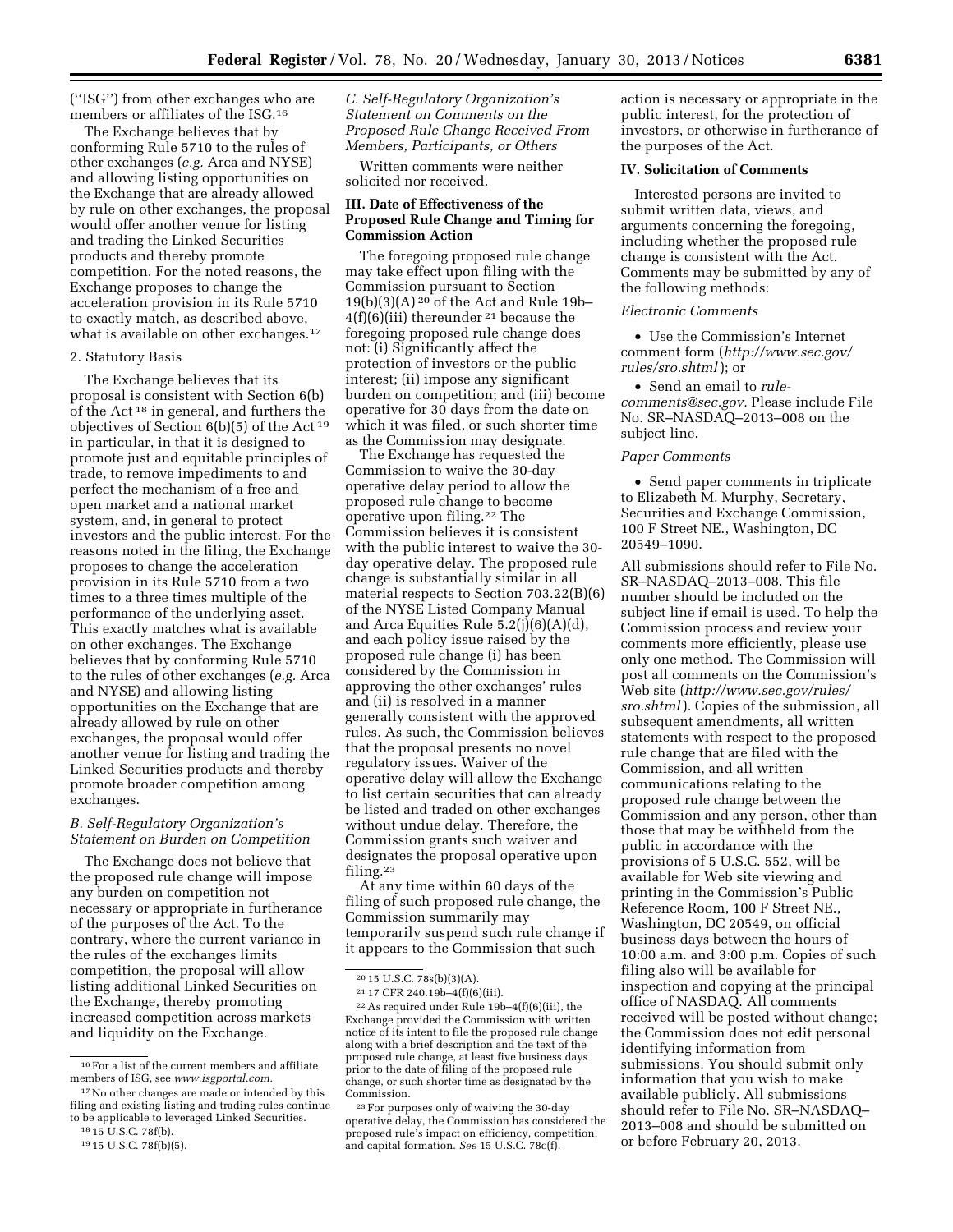(''ISG'') from other exchanges who are members or affiliates of the ISG.[16]

The Exchange believes that by conforming Rule 5710 to the rules of other exchanges (*e.g.* Arca and NYSE) and allowing listing opportunities on the Exchange that are already allowed by rule on other exchanges, the proposal would offer another venue for listing and trading the Linked Securities products and thereby promote competition. For the noted reasons, the Exchange proposes to change the acceleration provision in its Rule 5710 to exactly match, as described above, what is available on other exchanges.[17]

2. Statutory Basis

The Exchange believes that its proposal is consistent with Section 6(b) of the Act [18] in general, and furthers the objectives of Section 6(b)(5) of the Act [19] in particular, in that it is designed to promote just and equitable principles of trade, to remove impediments to and perfect the mechanism of a free and open market and a national market system, and, in general to protect investors and the public interest. For the reasons noted in the filing, the Exchange proposes to change the acceleration provision in its Rule 5710 from a two times to a three times multiple of the performance of the underlying asset. This exactly matches what is available on other exchanges. The Exchange believes that by conforming Rule 5710 to the rules of other exchanges (*e.g.* Arca and NYSE) and allowing listing opportunities on the Exchange that are already allowed by rule on other exchanges, the proposal would offer another venue for listing and trading the Linked Securities products and thereby promote broader competition among exchanges.

### *B. Self-Regulatory Organization's Statement on Burden on Competition*

The Exchange does not believe that the proposed rule change will impose any burden on competition not necessary or appropriate in furtherance of the purposes of the Act. To the contrary, where the current variance in the rules of the exchanges limits competition, the proposal will allow listing additional Linked Securities on the Exchange, thereby promoting increased competition across markets and liquidity on the Exchange.

### *C. Self-Regulatory Organization's Statement on Comments on the Proposed Rule Change Received From Members, Participants, or Others*

Written comments were neither solicited nor received.

## III. Date of Effectiveness of the Proposed Rule Change and Timing for Commission Action

The foregoing proposed rule change may take effect upon filing with the Commission pursuant to Section 19(b)(3)(A) [20] of the Act and Rule 19b–4(f)(6)(iii) thereunder [21] because the foregoing proposed rule change does not: (i) Significantly affect the protection of investors or the public interest; (ii) impose any significant burden on competition; and (iii) become operative for 30 days from the date on which it was filed, or such shorter time as the Commission may designate.

The Exchange has requested the Commission to waive the 30-day operative delay period to allow the proposed rule change to become operative upon filing.[22] The Commission believes it is consistent with the public interest to waive the 30-day operative delay. The proposed rule change is substantially similar in all material respects to Section 703.22(B)(6) of the NYSE Listed Company Manual and Arca Equities Rule 5.2(j)(6)(A)(d), and each policy issue raised by the proposed rule change (i) has been considered by the Commission in approving the other exchanges' rules and (ii) is resolved in a manner generally consistent with the approved rules. As such, the Commission believes that the proposal presents no novel regulatory issues. Waiver of the operative delay will allow the Exchange to list certain securities that can already be listed and traded on other exchanges without undue delay. Therefore, the Commission grants such waiver and designates the proposal operative upon filing.[23]

At any time within 60 days of the filing of such proposed rule change, the Commission summarily may temporarily suspend such rule change if it appears to the Commission that such action is necessary or appropriate in the public interest, for the protection of investors, or otherwise in furtherance of the purposes of the Act.

## IV. Solicitation of Comments

Interested persons are invited to submit written data, views, and arguments concerning the foregoing, including whether the proposed rule change is consistent with the Act. Comments may be submitted by any of the following methods:

*Electronic Comments*

- Use the Commission's Internet comment form (*http://www.sec.gov/rules/sro.shtml*); or
- Send an email to *rule-comments@sec.gov.* Please include File No. SR–NASDAQ–2013–008 on the subject line.

*Paper Comments*

- Send paper comments in triplicate to Elizabeth M. Murphy, Secretary, Securities and Exchange Commission, 100 F Street NE., Washington, DC 20549–1090.

All submissions should refer to File No. SR–NASDAQ–2013–008. This file number should be included on the subject line if email is used. To help the Commission process and review your comments more efficiently, please use only one method. The Commission will post all comments on the Commission's Web site (*http://www.sec.gov/rules/sro.shtml*). Copies of the submission, all subsequent amendments, all written statements with respect to the proposed rule change that are filed with the Commission, and all written communications relating to the proposed rule change between the Commission and any person, other than those that may be withheld from the public in accordance with the provisions of 5 U.S.C. 552, will be available for Web site viewing and printing in the Commission's Public Reference Room, 100 F Street NE., Washington, DC 20549, on official business days between the hours of 10:00 a.m. and 3:00 p.m. Copies of such filing also will be available for inspection and copying at the principal office of NASDAQ. All comments received will be posted without change; the Commission does not edit personal identifying information from submissions. You should submit only information that you wish to make available publicly. All submissions should refer to File No. SR–NASDAQ–2013–008 and should be submitted on or before February 20, 2013.

---

[16] For a list of the current members and affiliate members of ISG, see *www.isgportal.com.*

[17] No other changes are made or intended by this filing and existing listing and trading rules continue to be applicable to leveraged Linked Securities.

[18] 15 U.S.C. 78f(b).

[19] 15 U.S.C. 78f(b)(5).

[20] 15 U.S.C. 78s(b)(3)(A).

[21] 17 CFR 240.19b–4(f)(6)(iii).

[22] As required under Rule 19b–4(f)(6)(iii), the Exchange provided the Commission with written notice of its intent to file the proposed rule change along with a brief description and the text of the proposed rule change, at least five business days prior to the date of filing of the proposed rule change, or such shorter time as designated by the Commission.

[23] For purposes only of waiving the 30-day operative delay, the Commission has considered the proposed rule's impact on efficiency, competition, and capital formation. *See* 15 U.S.C. 78c(f).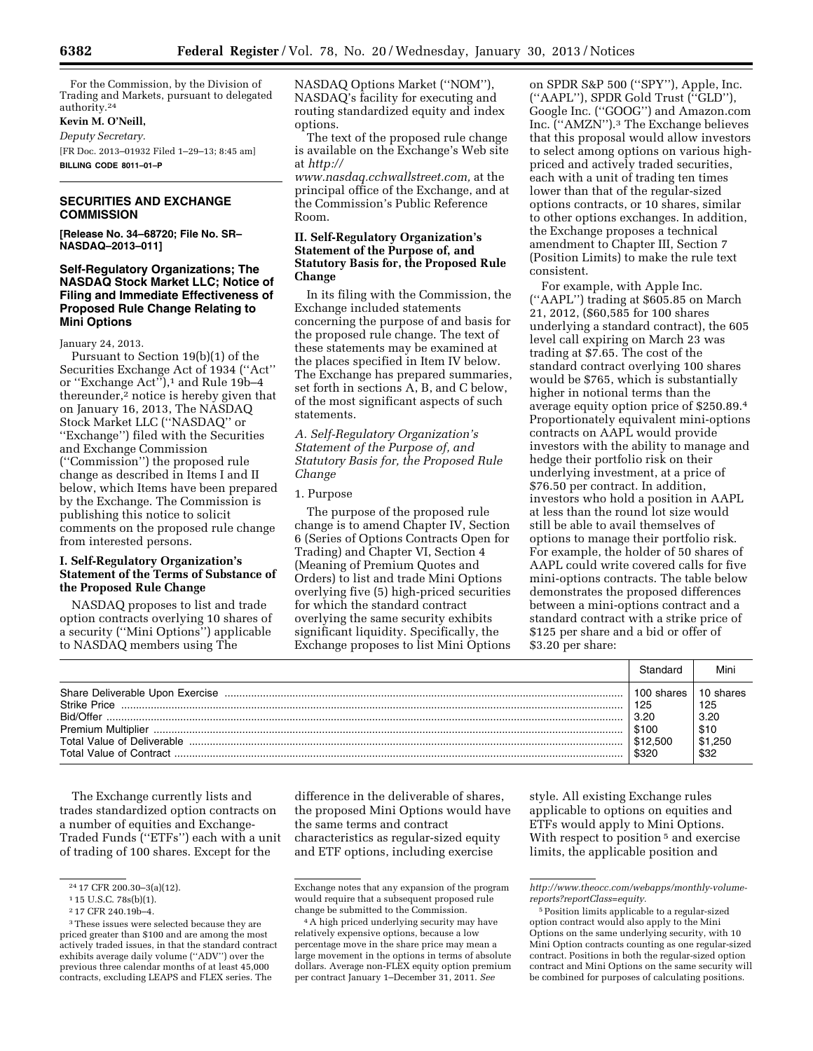For the Commission, by the Division of Trading and Markets, pursuant to delegated authority.[24]

**Kevin M. O'Neill,**

*Deputy Secretary.*

[FR Doc. 2013–01932 Filed 1–29–13; 8:45 am]

**BILLING CODE 8011–01–P**

## SECURITIES AND EXCHANGE COMMISSION

**[Release No. 34–68720; File No. SR–NASDAQ–2013–011]**

### Self-Regulatory Organizations; The NASDAQ Stock Market LLC; Notice of Filing and Immediate Effectiveness of Proposed Rule Change Relating to Mini Options

January 24, 2013.

Pursuant to Section 19(b)(1) of the Securities Exchange Act of 1934 (''Act'' or ''Exchange Act''),[1] and Rule 19b–4 thereunder,[2] notice is hereby given that on January 16, 2013, The NASDAQ Stock Market LLC (''NASDAQ'' or ''Exchange'') filed with the Securities and Exchange Commission (''Commission'') the proposed rule change as described in Items I and II below, which Items have been prepared by the Exchange. The Commission is publishing this notice to solicit comments on the proposed rule change from interested persons.

#### I. Self-Regulatory Organization's Statement of the Terms of Substance of the Proposed Rule Change

NASDAQ proposes to list and trade option contracts overlying 10 shares of a security (''Mini Options'') applicable to NASDAQ members using The NASDAQ Options Market (''NOM''), NASDAQ's facility for executing and routing standardized equity and index options.

The text of the proposed rule change is available on the Exchange's Web site at *http://www.nasdaq.cchwallstreet.com,* at the principal office of the Exchange, and at the Commission's Public Reference Room.

#### II. Self-Regulatory Organization's Statement of the Purpose of, and Statutory Basis for, the Proposed Rule Change

In its filing with the Commission, the Exchange included statements concerning the purpose of and basis for the proposed rule change. The text of these statements may be examined at the places specified in Item IV below. The Exchange has prepared summaries, set forth in sections A, B, and C below, of the most significant aspects of such statements.

*A. Self-Regulatory Organization's Statement of the Purpose of, and Statutory Basis for, the Proposed Rule Change*

1. Purpose

The purpose of the proposed rule change is to amend Chapter IV, Section 6 (Series of Options Contracts Open for Trading) and Chapter VI, Section 4 (Meaning of Premium Quotes and Orders) to list and trade Mini Options overlying five (5) high-priced securities for which the standard contract overlying the same security exhibits significant liquidity. Specifically, the Exchange proposes to list Mini Options on SPDR S&P 500 (''SPY''), Apple, Inc. (''AAPL''), SPDR Gold Trust (''GLD''), Google Inc. (''GOOG'') and Amazon.com Inc. (''AMZN'').[3] The Exchange believes that this proposal would allow investors to select among options on various high-priced and actively traded securities, each with a unit of trading ten times lower than that of the regular-sized options contracts, or 10 shares, similar to other options exchanges. In addition, the Exchange proposes a technical amendment to Chapter III, Section 7 (Position Limits) to make the rule text consistent.

For example, with Apple Inc. (''AAPL'') trading at $605.85 on March 21, 2012, ($60,585 for 100 shares underlying a standard contract), the 605 level call expiring on March 23 was trading at $7.65. The cost of the standard contract overlying 100 shares would be $765, which is substantially higher in notional terms than the average equity option price of $250.89.[4] Proportionately equivalent mini-options contracts on AAPL would provide investors with the ability to manage and hedge their portfolio risk on their underlying investment, at a price of $76.50 per contract. In addition, investors who hold a position in AAPL at less than the round lot size would still be able to avail themselves of options to manage their portfolio risk. For example, the holder of 50 shares of AAPL could write covered calls for five mini-options contracts. The table below demonstrates the proposed differences between a mini-options contract and a standard contract with a strike price of $125 per share and a bid or offer of $3.20 per share:

| | Standard | Mini |
|---|---|---|
| Share Deliverable Upon Exercise | 100 shares | 10 shares |
| Strike Price | 125 | 125 |
| Bid/Offer | 3.20 | 3.20 |
| Premium Multiplier | $100 | $10 |
| Total Value of Deliverable | $12,500 | $1,250 |
| Total Value of Contract | $320 | $32 |

The Exchange currently lists and trades standardized option contracts on a number of equities and Exchange-Traded Funds (''ETFs'') each with a unit of trading of 100 shares. Except for the difference in the deliverable of shares, the proposed Mini Options would have the same terms and contract characteristics as regular-sized equity and ETF options, including exercise style. All existing Exchange rules applicable to options on equities and ETFs would apply to Mini Options. With respect to position[5] and exercise limits, the applicable position and

---

[24] 17 CFR 200.30–3(a)(12).

[1] 15 U.S.C. 78s(b)(1).

[2] 17 CFR 240.19b–4.

[3] These issues were selected because they are priced greater than $100 and are among the most actively traded issues, in that the standard contract exhibits average daily volume (''ADV'') over the previous three calendar months of at least 45,000 contracts, excluding LEAPS and FLEX series. The Exchange notes that any expansion of the program would require that a subsequent proposed rule change be submitted to the Commission.

[4] A high priced underlying security may have relatively expensive options, because a low percentage move in the share price may mean a large movement in the options in terms of absolute dollars. Average non-FLEX equity option premium per contract January 1–December 31, 2011. *See http://www.theocc.com/webapps/monthly-volume-reports?reportClass=equity.*

[5] Position limits applicable to a regular-sized option contract would also apply to the Mini Options on the same underlying security, with 10 Mini Option contracts counting as one regular-sized contract. Positions in both the regular-sized option contract and Mini Options on the same security will be combined for purposes of calculating positions.